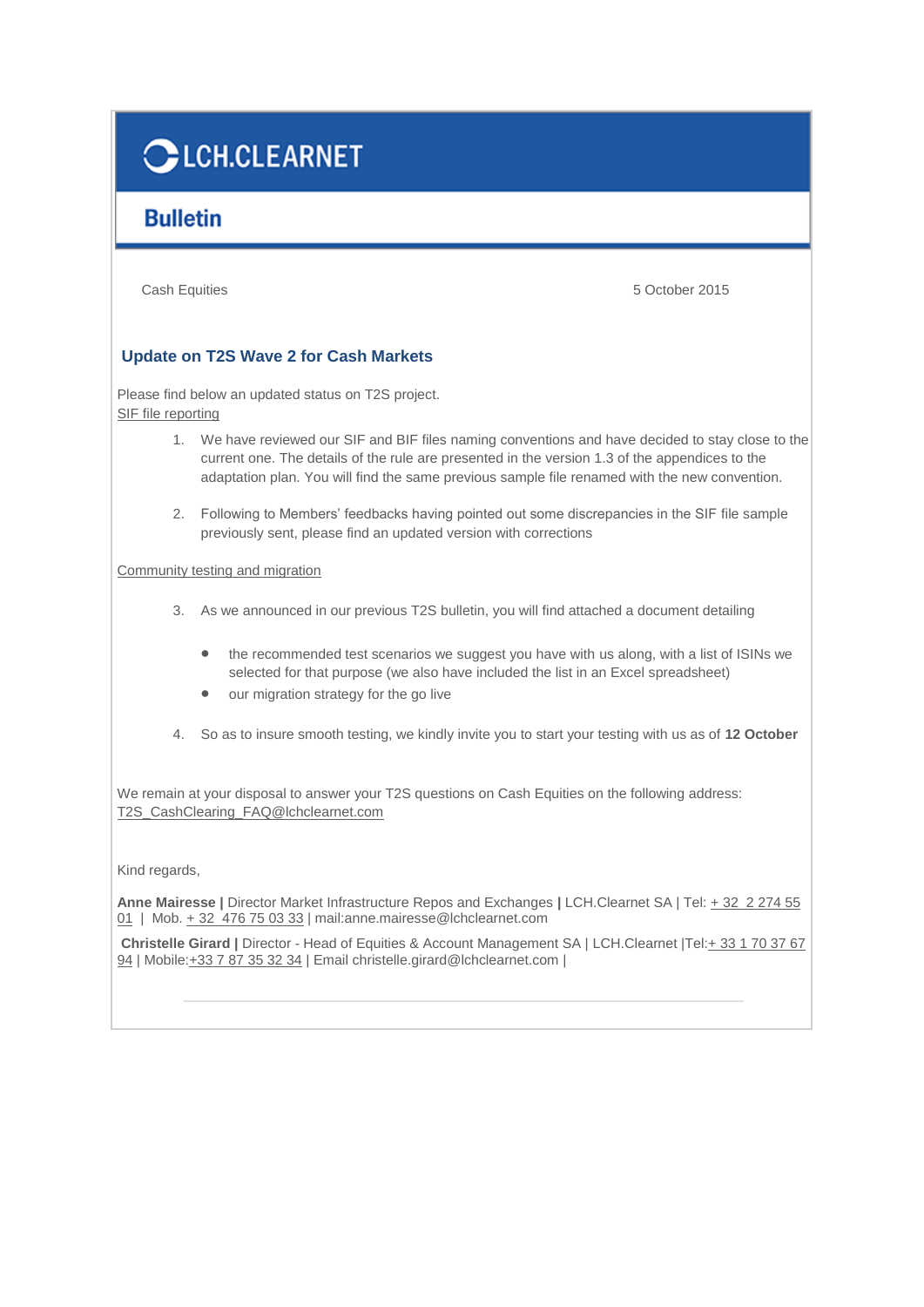# LCH.CLEARNET

## Bulletin

Cash Equities

5 October 2015

### Update on T2S Wave 2 for Cash Markets

Please find below an updated status on T2S project.

SIF file reporting

1. We have reviewed our SIF and BIF files naming conventions and have decided to stay close to the current one. The details of the rule are presented in the version 1.3 of the appendices to the adaptation plan. You will find the same previous sample file renamed with the new convention.

2. Following to Members' feedbacks having pointed out some discrepancies in the SIF file sample previously sent, please find an updated version with corrections

Community testing and migration

3. As we announced in our previous T2S bulletin, you will find attached a document detailing

   - the recommended test scenarios we suggest you have with us along, with a list of ISINs we selected for that purpose (we also have included the list in an Excel spreadsheet)
   - our migration strategy for the go live

4. So as to insure smooth testing, we kindly invite you to start your testing with us as of **12 October**

We remain at your disposal to answer your T2S questions on Cash Equities on the following address: T2S_CashClearing_FAQ@lchclearnet.com

Kind regards,

**Anne Mairesse |** Director Market Infrastructure Repos and Exchanges **|** LCH.Clearnet SA | Tel: + 32 2 274 55 01 | Mob. + 32 476 75 03 33 | mail:anne.mairesse@lchclearnet.com

**Christelle Girard |** Director - Head of Equities & Account Management SA | LCH.Clearnet |Tel:+ 33 1 70 37 67 94 | Mobile:+33 7 87 35 32 34 | Email christelle.girard@lchclearnet.com |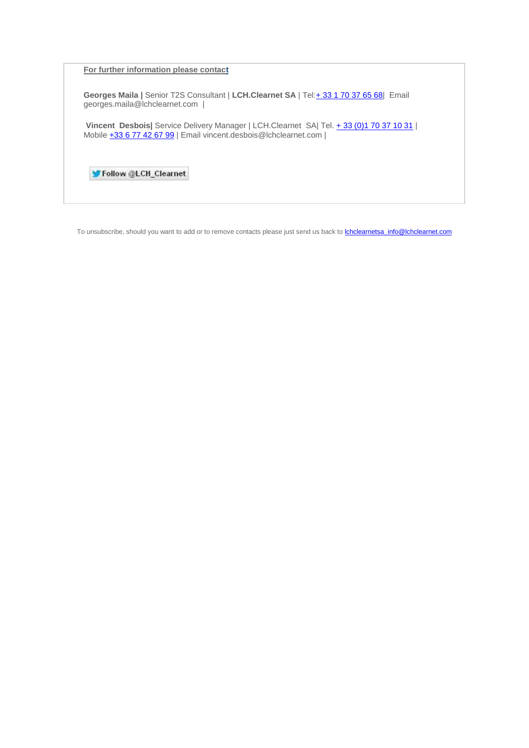**For further information please contact**

**Georges Maila |** Senior T2S Consultant | **LCH.Clearnet SA** | Tel:+ 33 1 70 37 65 68| Email georges.maila@lchclearnet.com |

**Vincent Desbois|** Service Delivery Manager | LCH.Clearnet SA| Tel. + 33 (0)1 70 37 10 31 | Mobile +33 6 77 42 67 99 | Email vincent.desbois@lchclearnet.com |

Follow @LCH_Clearnet

To unsubscribe, should you want to add or to remove contacts please just send us back to lchclearnetsa_info@lchclearnet.com